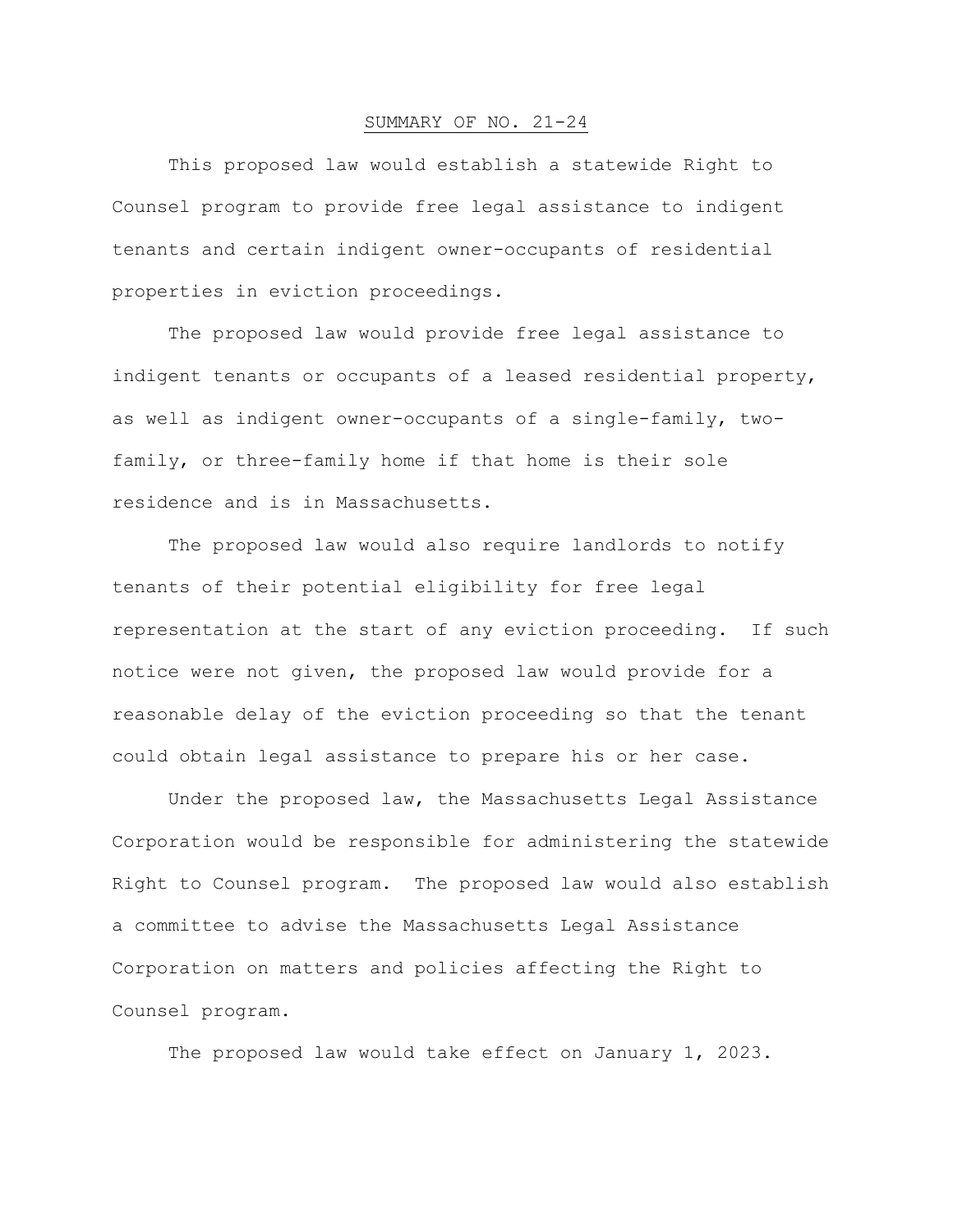# SUMMARY OF NO. 21-24

This proposed law would establish a statewide Right to Counsel program to provide free legal assistance to indigent tenants and certain indigent owner-occupants of residential properties in eviction proceedings.

The proposed law would provide free legal assistance to indigent tenants or occupants of a leased residential property, as well as indigent owner-occupants of a single-family, two-family, or three-family home if that home is their sole residence and is in Massachusetts.

The proposed law would also require landlords to notify tenants of their potential eligibility for free legal representation at the start of any eviction proceeding. If such notice were not given, the proposed law would provide for a reasonable delay of the eviction proceeding so that the tenant could obtain legal assistance to prepare his or her case.

Under the proposed law, the Massachusetts Legal Assistance Corporation would be responsible for administering the statewide Right to Counsel program. The proposed law would also establish a committee to advise the Massachusetts Legal Assistance Corporation on matters and policies affecting the Right to Counsel program.

The proposed law would take effect on January 1, 2023.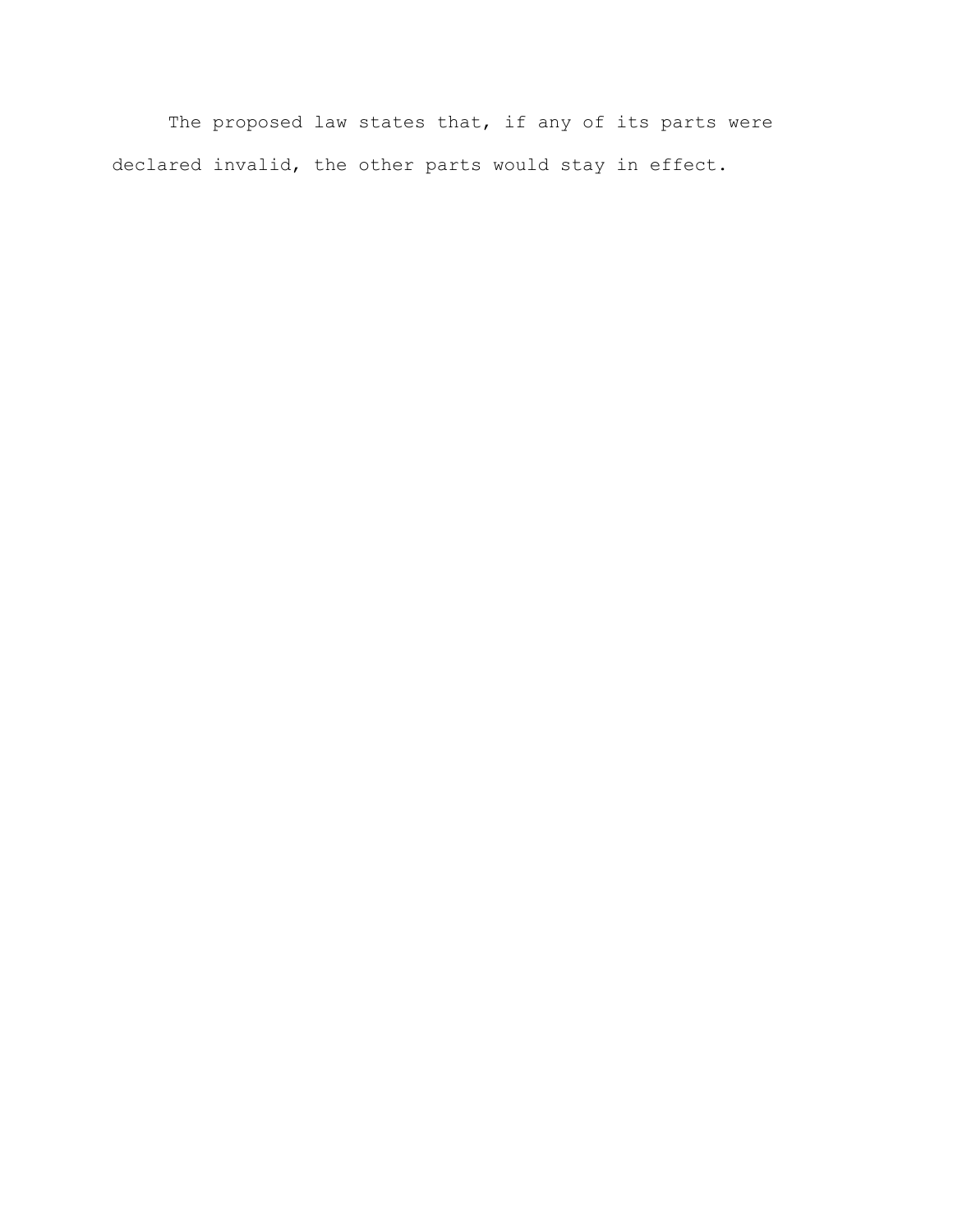The proposed law states that, if any of its parts were declared invalid, the other parts would stay in effect.